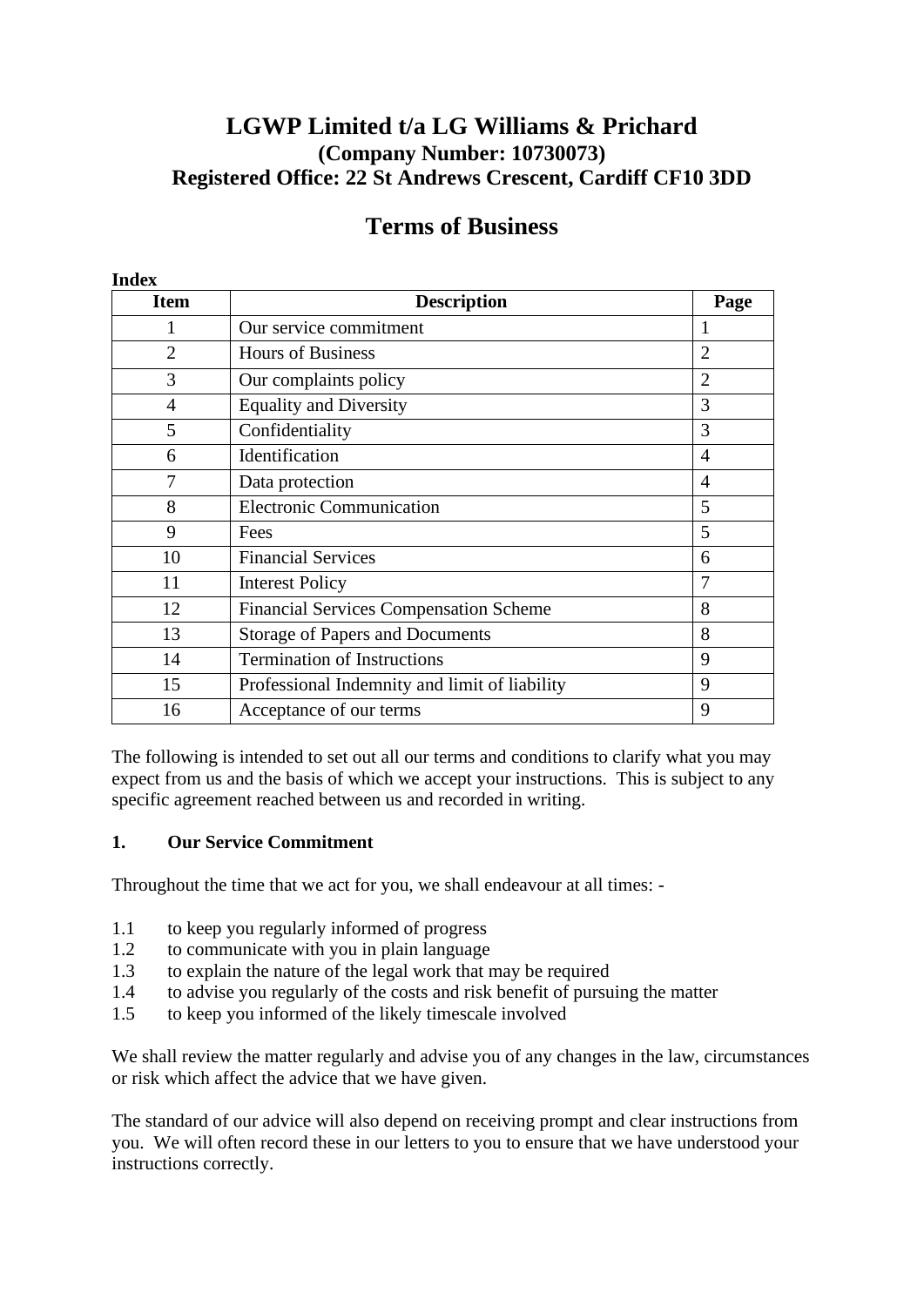# LGWP Limited t/a LG Williams & Prichard

**(Company Number: 10730073)**

**Registered Office: 22 St Andrews Crescent, Cardiff CF10 3DD**

# Terms of Business

**Index**

| Item | Description | Page |
|---|---|---|
| 1 | Our service commitment | 1 |
| 2 | Hours of Business | 2 |
| 3 | Our complaints policy | 2 |
| 4 | Equality and Diversity | 3 |
| 5 | Confidentiality | 3 |
| 6 | Identification | 4 |
| 7 | Data protection | 4 |
| 8 | Electronic Communication | 5 |
| 9 | Fees | 5 |
| 10 | Financial Services | 6 |
| 11 | Interest Policy | 7 |
| 12 | Financial Services Compensation Scheme | 8 |
| 13 | Storage of Papers and Documents | 8 |
| 14 | Termination of Instructions | 9 |
| 15 | Professional Indemnity and limit of liability | 9 |
| 16 | Acceptance of our terms | 9 |

The following is intended to set out all our terms and conditions to clarify what you may expect from us and the basis of which we accept your instructions. This is subject to any specific agreement reached between us and recorded in writing.

## 1. Our Service Commitment

Throughout the time that we act for you, we shall endeavour at all times: -

1.1 to keep you regularly informed of progress
1.2 to communicate with you in plain language
1.3 to explain the nature of the legal work that may be required
1.4 to advise you regularly of the costs and risk benefit of pursuing the matter
1.5 to keep you informed of the likely timescale involved

We shall review the matter regularly and advise you of any changes in the law, circumstances or risk which affect the advice that we have given.

The standard of our advice will also depend on receiving prompt and clear instructions from you. We will often record these in our letters to you to ensure that we have understood your instructions correctly.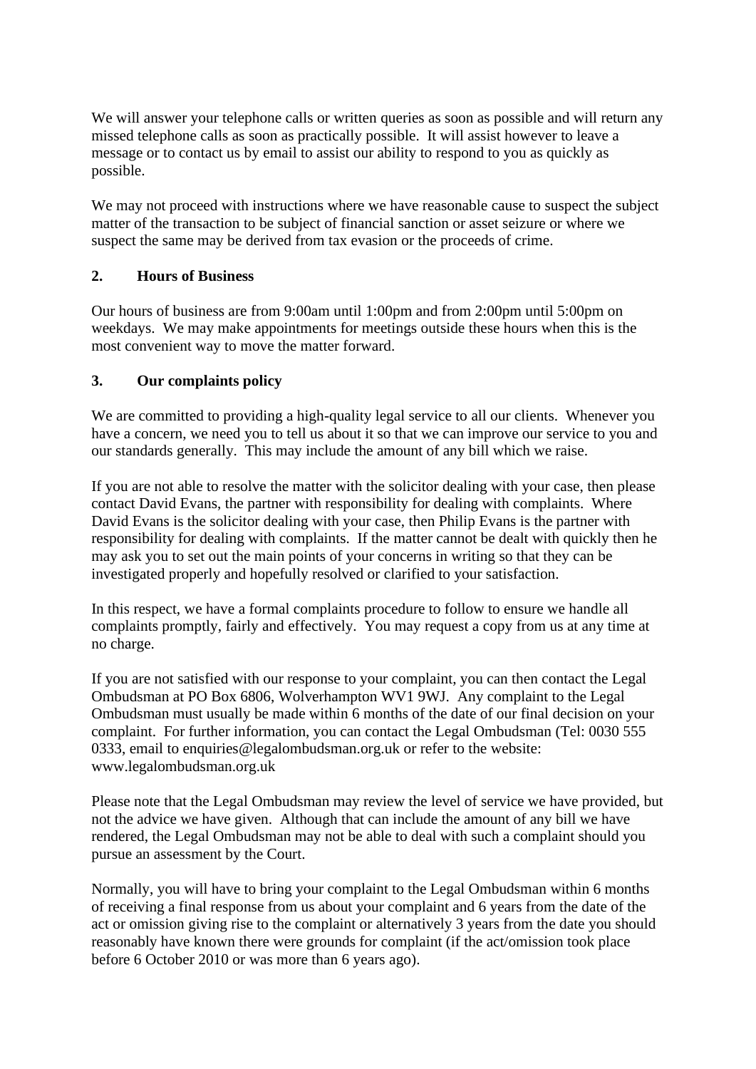We will answer your telephone calls or written queries as soon as possible and will return any missed telephone calls as soon as practically possible. It will assist however to leave a message or to contact us by email to assist our ability to respond to you as quickly as possible.

We may not proceed with instructions where we have reasonable cause to suspect the subject matter of the transaction to be subject of financial sanction or asset seizure or where we suspect the same may be derived from tax evasion or the proceeds of crime.

## 2. Hours of Business

Our hours of business are from 9:00am until 1:00pm and from 2:00pm until 5:00pm on weekdays. We may make appointments for meetings outside these hours when this is the most convenient way to move the matter forward.

## 3. Our complaints policy

We are committed to providing a high-quality legal service to all our clients. Whenever you have a concern, we need you to tell us about it so that we can improve our service to you and our standards generally. This may include the amount of any bill which we raise.

If you are not able to resolve the matter with the solicitor dealing with your case, then please contact David Evans, the partner with responsibility for dealing with complaints. Where David Evans is the solicitor dealing with your case, then Philip Evans is the partner with responsibility for dealing with complaints. If the matter cannot be dealt with quickly then he may ask you to set out the main points of your concerns in writing so that they can be investigated properly and hopefully resolved or clarified to your satisfaction.

In this respect, we have a formal complaints procedure to follow to ensure we handle all complaints promptly, fairly and effectively. You may request a copy from us at any time at no charge.

If you are not satisfied with our response to your complaint, you can then contact the Legal Ombudsman at PO Box 6806, Wolverhampton WV1 9WJ. Any complaint to the Legal Ombudsman must usually be made within 6 months of the date of our final decision on your complaint. For further information, you can contact the Legal Ombudsman (Tel: 0030 555 0333, email to enquiries@legalombudsman.org.uk or refer to the website: www.legalombudsman.org.uk

Please note that the Legal Ombudsman may review the level of service we have provided, but not the advice we have given. Although that can include the amount of any bill we have rendered, the Legal Ombudsman may not be able to deal with such a complaint should you pursue an assessment by the Court.

Normally, you will have to bring your complaint to the Legal Ombudsman within 6 months of receiving a final response from us about your complaint and 6 years from the date of the act or omission giving rise to the complaint or alternatively 3 years from the date you should reasonably have known there were grounds for complaint (if the act/omission took place before 6 October 2010 or was more than 6 years ago).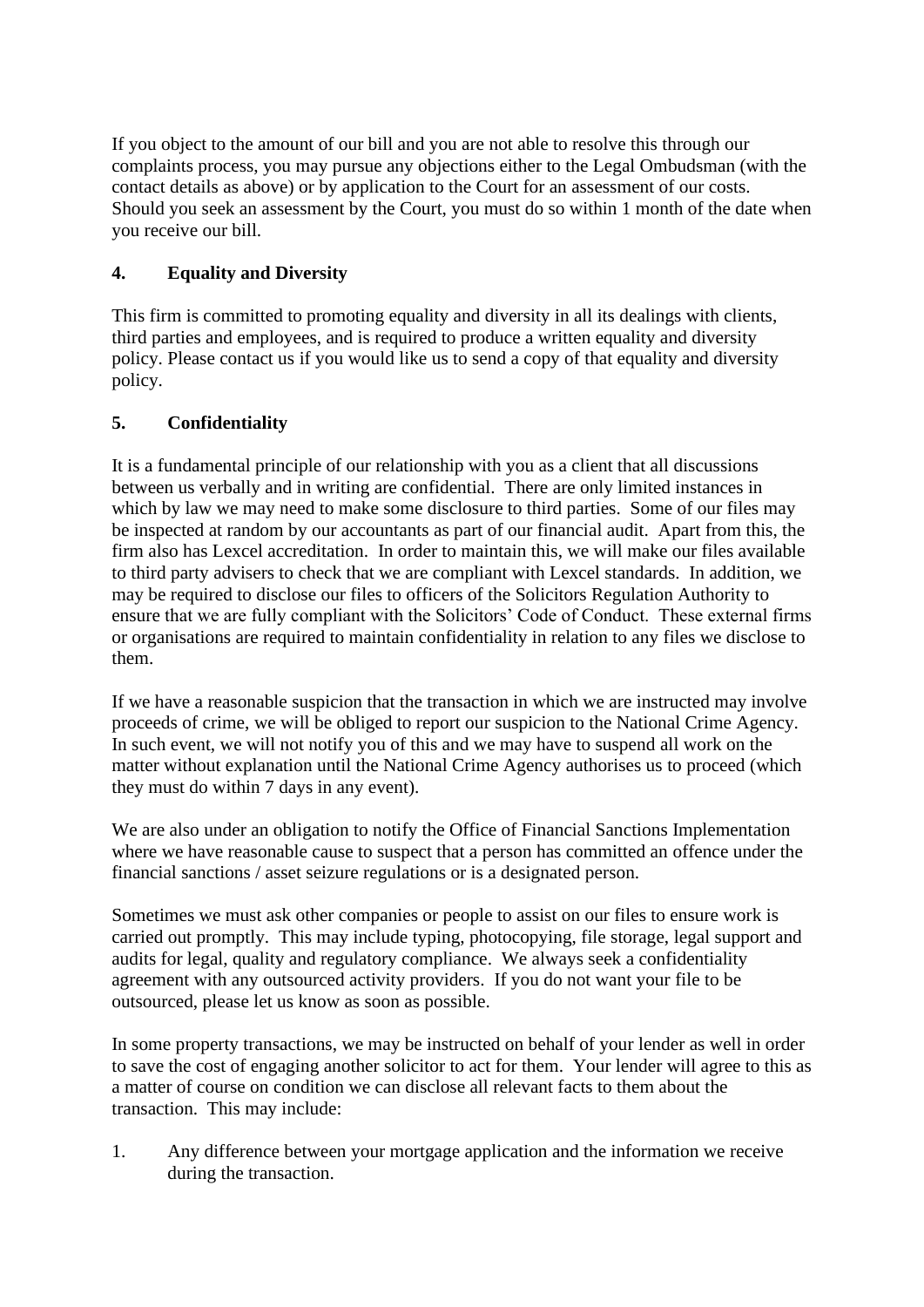If you object to the amount of our bill and you are not able to resolve this through our complaints process, you may pursue any objections either to the Legal Ombudsman (with the contact details as above) or by application to the Court for an assessment of our costs. Should you seek an assessment by the Court, you must do so within 1 month of the date when you receive our bill.

## 4. Equality and Diversity

This firm is committed to promoting equality and diversity in all its dealings with clients, third parties and employees, and is required to produce a written equality and diversity policy. Please contact us if you would like us to send a copy of that equality and diversity policy.

## 5. Confidentiality

It is a fundamental principle of our relationship with you as a client that all discussions between us verbally and in writing are confidential. There are only limited instances in which by law we may need to make some disclosure to third parties. Some of our files may be inspected at random by our accountants as part of our financial audit. Apart from this, the firm also has Lexcel accreditation. In order to maintain this, we will make our files available to third party advisers to check that we are compliant with Lexcel standards. In addition, we may be required to disclose our files to officers of the Solicitors Regulation Authority to ensure that we are fully compliant with the Solicitors' Code of Conduct. These external firms or organisations are required to maintain confidentiality in relation to any files we disclose to them.

If we have a reasonable suspicion that the transaction in which we are instructed may involve proceeds of crime, we will be obliged to report our suspicion to the National Crime Agency. In such event, we will not notify you of this and we may have to suspend all work on the matter without explanation until the National Crime Agency authorises us to proceed (which they must do within 7 days in any event).

We are also under an obligation to notify the Office of Financial Sanctions Implementation where we have reasonable cause to suspect that a person has committed an offence under the financial sanctions / asset seizure regulations or is a designated person.

Sometimes we must ask other companies or people to assist on our files to ensure work is carried out promptly. This may include typing, photocopying, file storage, legal support and audits for legal, quality and regulatory compliance. We always seek a confidentiality agreement with any outsourced activity providers. If you do not want your file to be outsourced, please let us know as soon as possible.

In some property transactions, we may be instructed on behalf of your lender as well in order to save the cost of engaging another solicitor to act for them. Your lender will agree to this as a matter of course on condition we can disclose all relevant facts to them about the transaction. This may include:

1. Any difference between your mortgage application and the information we receive during the transaction.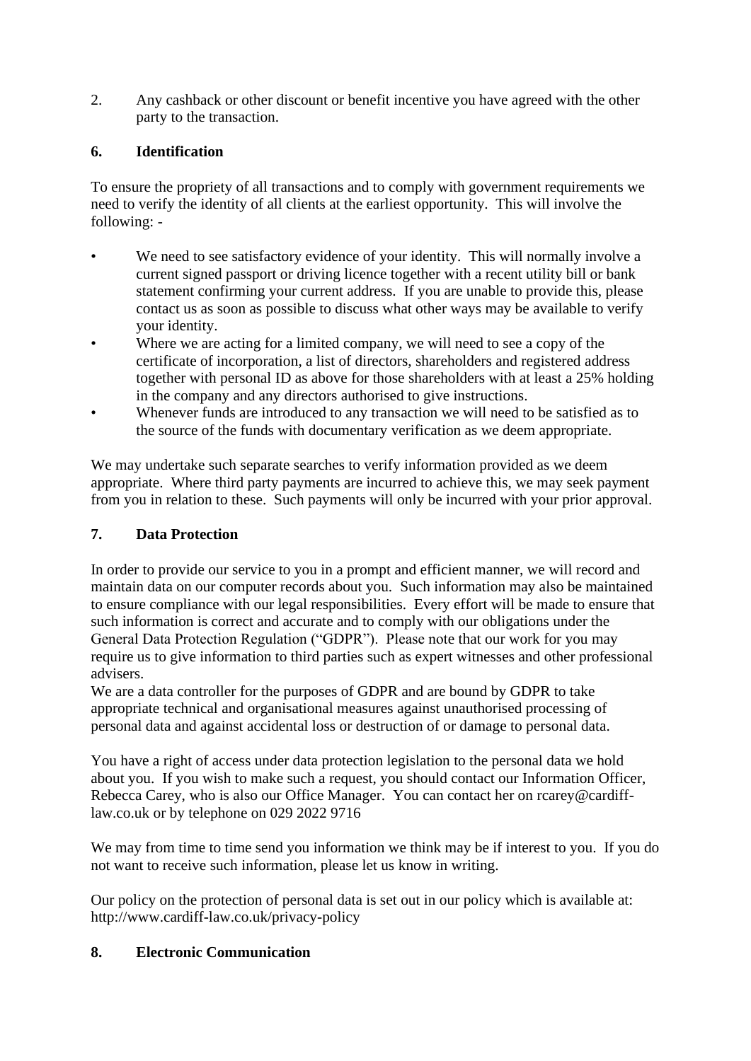2. Any cashback or other discount or benefit incentive you have agreed with the other party to the transaction.

## 6. Identification

To ensure the propriety of all transactions and to comply with government requirements we need to verify the identity of all clients at the earliest opportunity. This will involve the following: -

- We need to see satisfactory evidence of your identity. This will normally involve a current signed passport or driving licence together with a recent utility bill or bank statement confirming your current address. If you are unable to provide this, please contact us as soon as possible to discuss what other ways may be available to verify your identity.
- Where we are acting for a limited company, we will need to see a copy of the certificate of incorporation, a list of directors, shareholders and registered address together with personal ID as above for those shareholders with at least a 25% holding in the company and any directors authorised to give instructions.
- Whenever funds are introduced to any transaction we will need to be satisfied as to the source of the funds with documentary verification as we deem appropriate.

We may undertake such separate searches to verify information provided as we deem appropriate. Where third party payments are incurred to achieve this, we may seek payment from you in relation to these. Such payments will only be incurred with your prior approval.

## 7. Data Protection

In order to provide our service to you in a prompt and efficient manner, we will record and maintain data on our computer records about you. Such information may also be maintained to ensure compliance with our legal responsibilities. Every effort will be made to ensure that such information is correct and accurate and to comply with our obligations under the General Data Protection Regulation ("GDPR"). Please note that our work for you may require us to give information to third parties such as expert witnesses and other professional advisers.
We are a data controller for the purposes of GDPR and are bound by GDPR to take appropriate technical and organisational measures against unauthorised processing of personal data and against accidental loss or destruction of or damage to personal data.

You have a right of access under data protection legislation to the personal data we hold about you. If you wish to make such a request, you should contact our Information Officer, Rebecca Carey, who is also our Office Manager. You can contact her on rcarey@cardiff-law.co.uk or by telephone on 029 2022 9716

We may from time to time send you information we think may be if interest to you. If you do not want to receive such information, please let us know in writing.

Our policy on the protection of personal data is set out in our policy which is available at: http://www.cardiff-law.co.uk/privacy-policy

## 8. Electronic Communication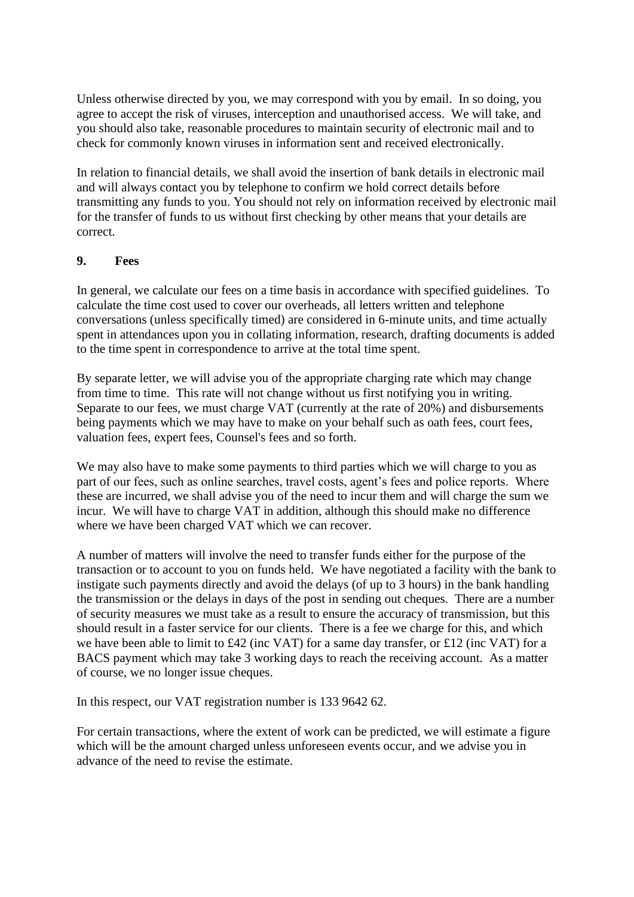Unless otherwise directed by you, we may correspond with you by email. In so doing, you agree to accept the risk of viruses, interception and unauthorised access. We will take, and you should also take, reasonable procedures to maintain security of electronic mail and to check for commonly known viruses in information sent and received electronically.

In relation to financial details, we shall avoid the insertion of bank details in electronic mail and will always contact you by telephone to confirm we hold correct details before transmitting any funds to you. You should not rely on information received by electronic mail for the transfer of funds to us without first checking by other means that your details are correct.

## 9. Fees

In general, we calculate our fees on a time basis in accordance with specified guidelines. To calculate the time cost used to cover our overheads, all letters written and telephone conversations (unless specifically timed) are considered in 6-minute units, and time actually spent in attendances upon you in collating information, research, drafting documents is added to the time spent in correspondence to arrive at the total time spent.

By separate letter, we will advise you of the appropriate charging rate which may change from time to time. This rate will not change without us first notifying you in writing. Separate to our fees, we must charge VAT (currently at the rate of 20%) and disbursements being payments which we may have to make on your behalf such as oath fees, court fees, valuation fees, expert fees, Counsel's fees and so forth.

We may also have to make some payments to third parties which we will charge to you as part of our fees, such as online searches, travel costs, agent's fees and police reports. Where these are incurred, we shall advise you of the need to incur them and will charge the sum we incur. We will have to charge VAT in addition, although this should make no difference where we have been charged VAT which we can recover.

A number of matters will involve the need to transfer funds either for the purpose of the transaction or to account to you on funds held. We have negotiated a facility with the bank to instigate such payments directly and avoid the delays (of up to 3 hours) in the bank handling the transmission or the delays in days of the post in sending out cheques. There are a number of security measures we must take as a result to ensure the accuracy of transmission, but this should result in a faster service for our clients. There is a fee we charge for this, and which we have been able to limit to £42 (inc VAT) for a same day transfer, or £12 (inc VAT) for a BACS payment which may take 3 working days to reach the receiving account. As a matter of course, we no longer issue cheques.

In this respect, our VAT registration number is 133 9642 62.

For certain transactions, where the extent of work can be predicted, we will estimate a figure which will be the amount charged unless unforeseen events occur, and we advise you in advance of the need to revise the estimate.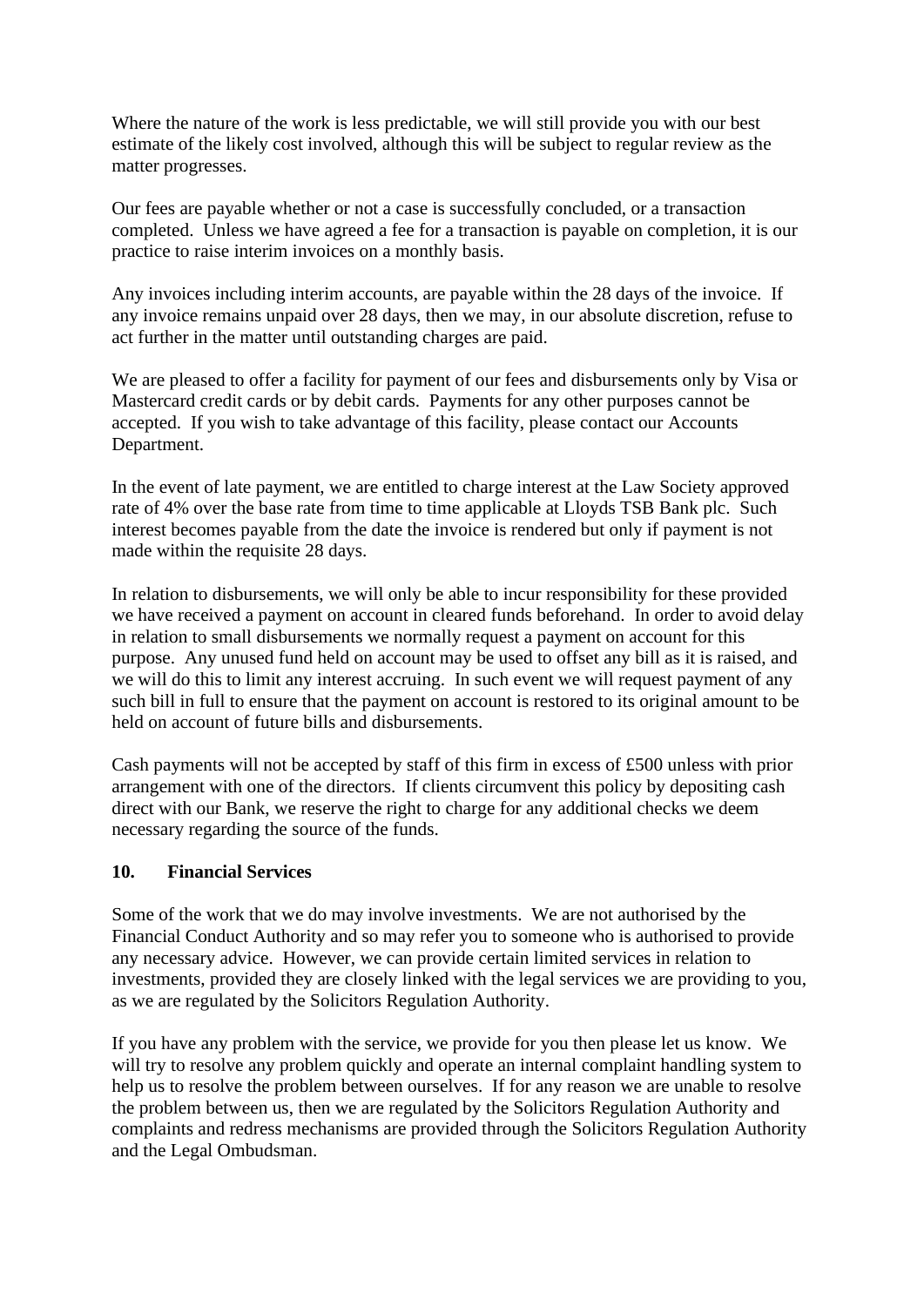Where the nature of the work is less predictable, we will still provide you with our best estimate of the likely cost involved, although this will be subject to regular review as the matter progresses.

Our fees are payable whether or not a case is successfully concluded, or a transaction completed. Unless we have agreed a fee for a transaction is payable on completion, it is our practice to raise interim invoices on a monthly basis.

Any invoices including interim accounts, are payable within the 28 days of the invoice. If any invoice remains unpaid over 28 days, then we may, in our absolute discretion, refuse to act further in the matter until outstanding charges are paid.

We are pleased to offer a facility for payment of our fees and disbursements only by Visa or Mastercard credit cards or by debit cards. Payments for any other purposes cannot be accepted. If you wish to take advantage of this facility, please contact our Accounts Department.

In the event of late payment, we are entitled to charge interest at the Law Society approved rate of 4% over the base rate from time to time applicable at Lloyds TSB Bank plc. Such interest becomes payable from the date the invoice is rendered but only if payment is not made within the requisite 28 days.

In relation to disbursements, we will only be able to incur responsibility for these provided we have received a payment on account in cleared funds beforehand. In order to avoid delay in relation to small disbursements we normally request a payment on account for this purpose. Any unused fund held on account may be used to offset any bill as it is raised, and we will do this to limit any interest accruing. In such event we will request payment of any such bill in full to ensure that the payment on account is restored to its original amount to be held on account of future bills and disbursements.

Cash payments will not be accepted by staff of this firm in excess of £500 unless with prior arrangement with one of the directors. If clients circumvent this policy by depositing cash direct with our Bank, we reserve the right to charge for any additional checks we deem necessary regarding the source of the funds.

**10. Financial Services**

Some of the work that we do may involve investments. We are not authorised by the Financial Conduct Authority and so may refer you to someone who is authorised to provide any necessary advice. However, we can provide certain limited services in relation to investments, provided they are closely linked with the legal services we are providing to you, as we are regulated by the Solicitors Regulation Authority.

If you have any problem with the service, we provide for you then please let us know. We will try to resolve any problem quickly and operate an internal complaint handling system to help us to resolve the problem between ourselves. If for any reason we are unable to resolve the problem between us, then we are regulated by the Solicitors Regulation Authority and complaints and redress mechanisms are provided through the Solicitors Regulation Authority and the Legal Ombudsman.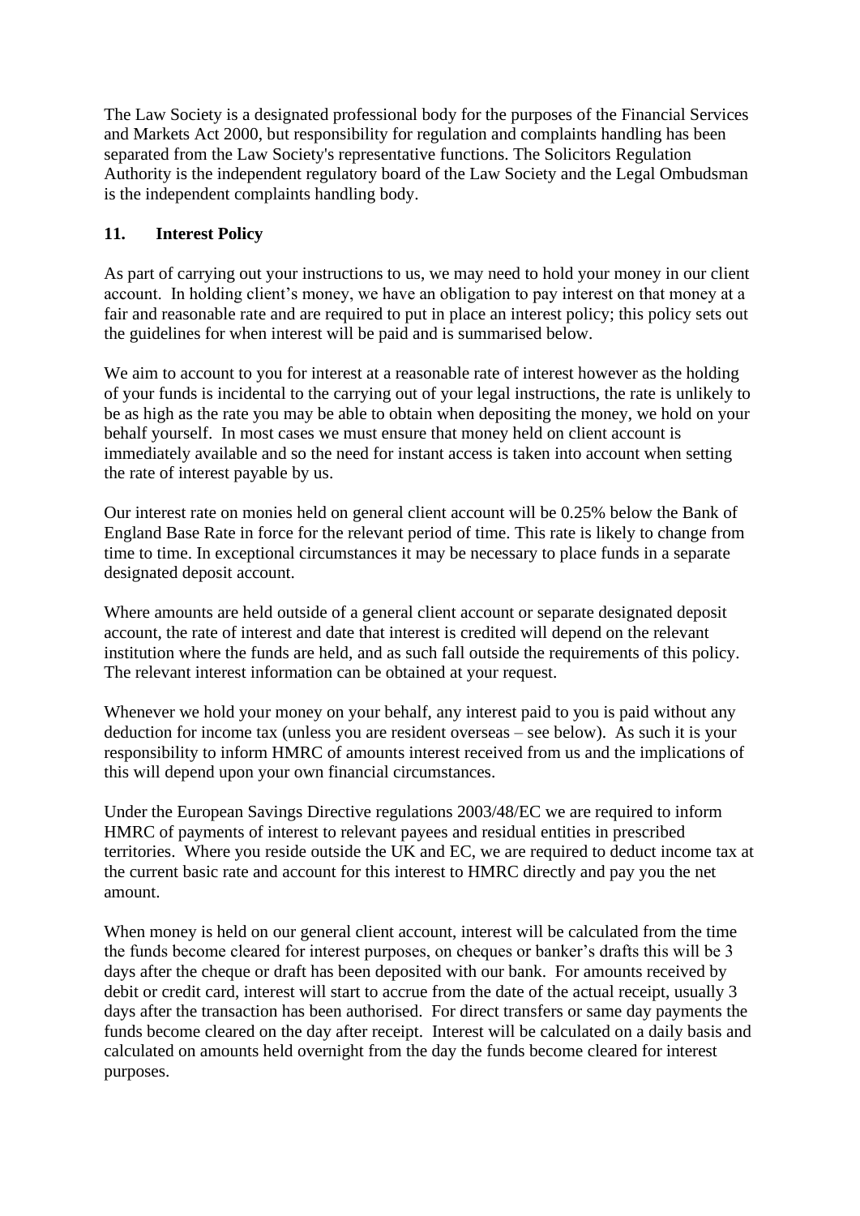The Law Society is a designated professional body for the purposes of the Financial Services and Markets Act 2000, but responsibility for regulation and complaints handling has been separated from the Law Society's representative functions. The Solicitors Regulation Authority is the independent regulatory board of the Law Society and the Legal Ombudsman is the independent complaints handling body.

## 11. Interest Policy

As part of carrying out your instructions to us, we may need to hold your money in our client account. In holding client's money, we have an obligation to pay interest on that money at a fair and reasonable rate and are required to put in place an interest policy; this policy sets out the guidelines for when interest will be paid and is summarised below.

We aim to account to you for interest at a reasonable rate of interest however as the holding of your funds is incidental to the carrying out of your legal instructions, the rate is unlikely to be as high as the rate you may be able to obtain when depositing the money, we hold on your behalf yourself. In most cases we must ensure that money held on client account is immediately available and so the need for instant access is taken into account when setting the rate of interest payable by us.

Our interest rate on monies held on general client account will be 0.25% below the Bank of England Base Rate in force for the relevant period of time. This rate is likely to change from time to time. In exceptional circumstances it may be necessary to place funds in a separate designated deposit account.

Where amounts are held outside of a general client account or separate designated deposit account, the rate of interest and date that interest is credited will depend on the relevant institution where the funds are held, and as such fall outside the requirements of this policy. The relevant interest information can be obtained at your request.

Whenever we hold your money on your behalf, any interest paid to you is paid without any deduction for income tax (unless you are resident overseas – see below). As such it is your responsibility to inform HMRC of amounts interest received from us and the implications of this will depend upon your own financial circumstances.

Under the European Savings Directive regulations 2003/48/EC we are required to inform HMRC of payments of interest to relevant payees and residual entities in prescribed territories. Where you reside outside the UK and EC, we are required to deduct income tax at the current basic rate and account for this interest to HMRC directly and pay you the net amount.

When money is held on our general client account, interest will be calculated from the time the funds become cleared for interest purposes, on cheques or banker's drafts this will be 3 days after the cheque or draft has been deposited with our bank. For amounts received by debit or credit card, interest will start to accrue from the date of the actual receipt, usually 3 days after the transaction has been authorised. For direct transfers or same day payments the funds become cleared on the day after receipt. Interest will be calculated on a daily basis and calculated on amounts held overnight from the day the funds become cleared for interest purposes.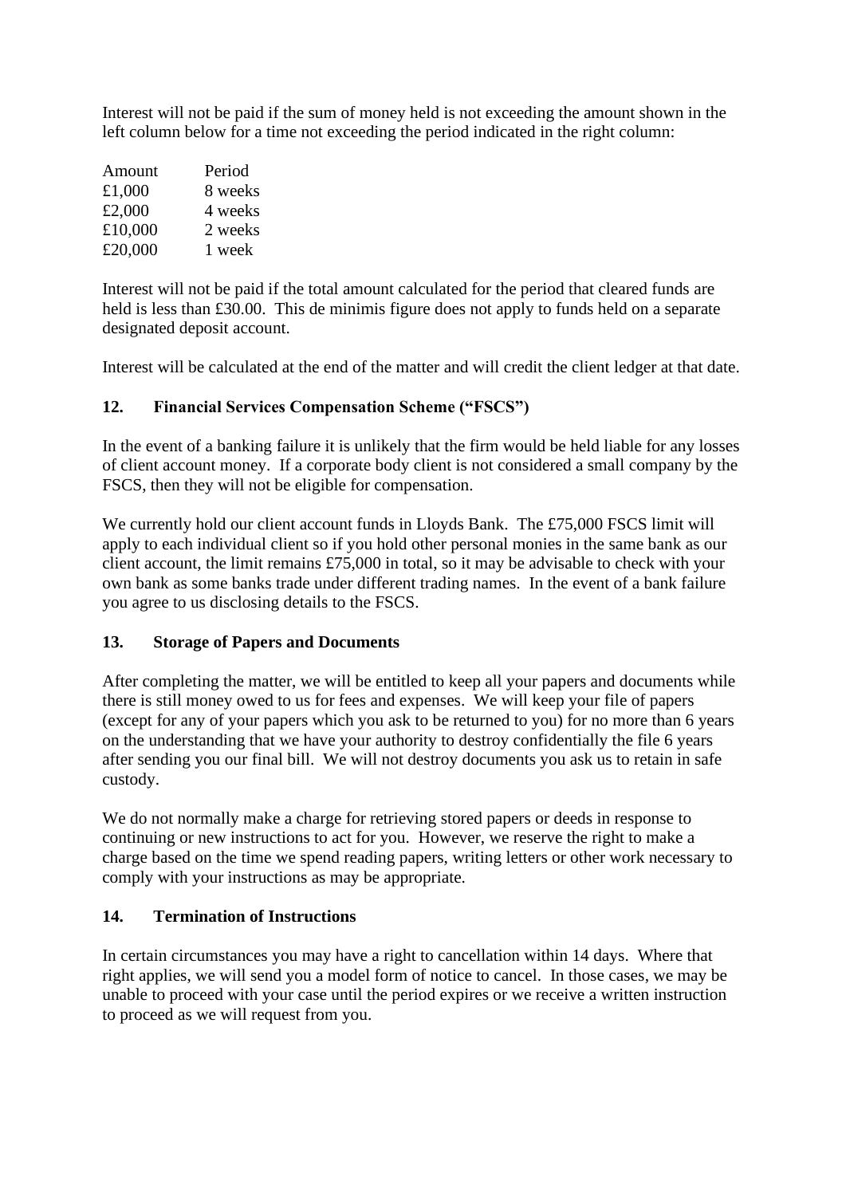Interest will not be paid if the sum of money held is not exceeding the amount shown in the left column below for a time not exceeding the period indicated in the right column:

| Amount | Period |
|---|---|
| £1,000 | 8 weeks |
| £2,000 | 4 weeks |
| £10,000 | 2 weeks |
| £20,000 | 1 week |

Interest will not be paid if the total amount calculated for the period that cleared funds are held is less than £30.00. This de minimis figure does not apply to funds held on a separate designated deposit account.

Interest will be calculated at the end of the matter and will credit the client ledger at that date.

## 12. Financial Services Compensation Scheme ("FSCS")

In the event of a banking failure it is unlikely that the firm would be held liable for any losses of client account money. If a corporate body client is not considered a small company by the FSCS, then they will not be eligible for compensation.

We currently hold our client account funds in Lloyds Bank. The £75,000 FSCS limit will apply to each individual client so if you hold other personal monies in the same bank as our client account, the limit remains £75,000 in total, so it may be advisable to check with your own bank as some banks trade under different trading names. In the event of a bank failure you agree to us disclosing details to the FSCS.

## 13. Storage of Papers and Documents

After completing the matter, we will be entitled to keep all your papers and documents while there is still money owed to us for fees and expenses. We will keep your file of papers (except for any of your papers which you ask to be returned to you) for no more than 6 years on the understanding that we have your authority to destroy confidentially the file 6 years after sending you our final bill. We will not destroy documents you ask us to retain in safe custody.

We do not normally make a charge for retrieving stored papers or deeds in response to continuing or new instructions to act for you. However, we reserve the right to make a charge based on the time we spend reading papers, writing letters or other work necessary to comply with your instructions as may be appropriate.

## 14. Termination of Instructions

In certain circumstances you may have a right to cancellation within 14 days. Where that right applies, we will send you a model form of notice to cancel. In those cases, we may be unable to proceed with your case until the period expires or we receive a written instruction to proceed as we will request from you.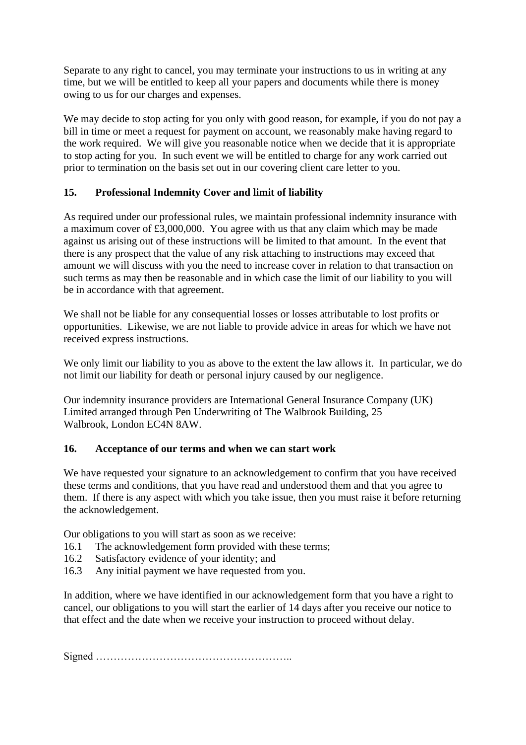Separate to any right to cancel, you may terminate your instructions to us in writing at any time, but we will be entitled to keep all your papers and documents while there is money owing to us for our charges and expenses.

We may decide to stop acting for you only with good reason, for example, if you do not pay a bill in time or meet a request for payment on account, we reasonably make having regard to the work required. We will give you reasonable notice when we decide that it is appropriate to stop acting for you. In such event we will be entitled to charge for any work carried out prior to termination on the basis set out in our covering client care letter to you.

## 15. Professional Indemnity Cover and limit of liability

As required under our professional rules, we maintain professional indemnity insurance with a maximum cover of £3,000,000. You agree with us that any claim which may be made against us arising out of these instructions will be limited to that amount. In the event that there is any prospect that the value of any risk attaching to instructions may exceed that amount we will discuss with you the need to increase cover in relation to that transaction on such terms as may then be reasonable and in which case the limit of our liability to you will be in accordance with that agreement.

We shall not be liable for any consequential losses or losses attributable to lost profits or opportunities. Likewise, we are not liable to provide advice in areas for which we have not received express instructions.

We only limit our liability to you as above to the extent the law allows it. In particular, we do not limit our liability for death or personal injury caused by our negligence.

Our indemnity insurance providers are International General Insurance Company (UK) Limited arranged through Pen Underwriting of The Walbrook Building, 25 Walbrook, London EC4N 8AW.

## 16. Acceptance of our terms and when we can start work

We have requested your signature to an acknowledgement to confirm that you have received these terms and conditions, that you have read and understood them and that you agree to them. If there is any aspect with which you take issue, then you must raise it before returning the acknowledgement.

Our obligations to you will start as soon as we receive:

16.1 The acknowledgement form provided with these terms;
16.2 Satisfactory evidence of your identity; and
16.3 Any initial payment we have requested from you.

In addition, where we have identified in our acknowledgement form that you have a right to cancel, our obligations to you will start the earlier of 14 days after you receive our notice to that effect and the date when we receive your instruction to proceed without delay.

Signed ………………………………………………..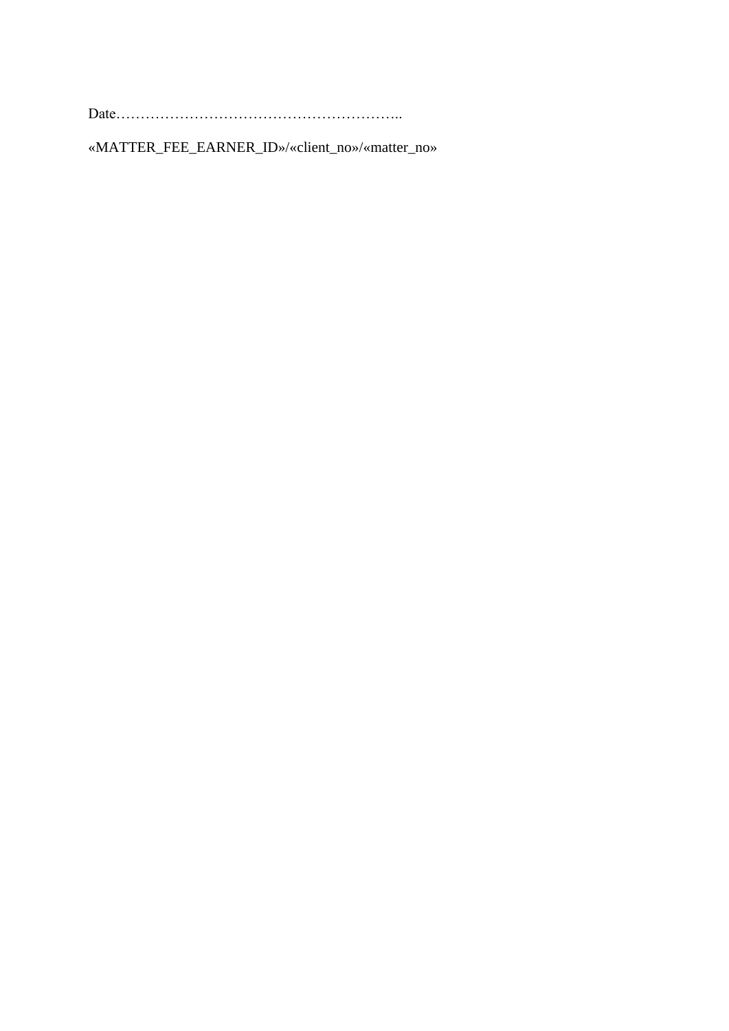Date…………………………………………………..

«MATTER_FEE_EARNER_ID»/«client_no»/«matter_no»